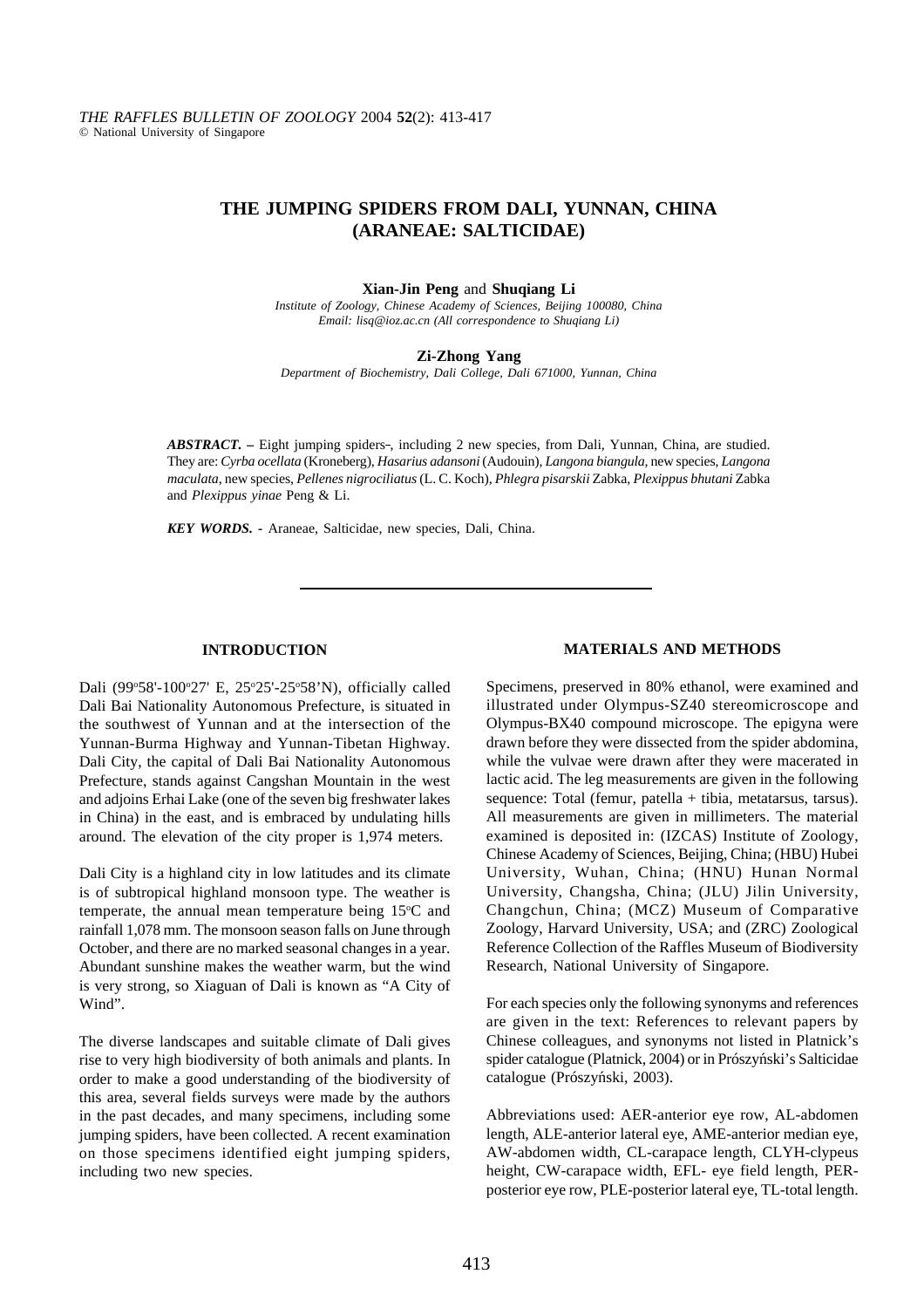# THE JUMPING SPIDERS FROM DALI, YUNNAN, CHINA (ARANEAE: SALTICIDAE)

**Xian-Jin Peng** and **Shuqiang Li**

*Institute of Zoology, Chinese Academy of Sciences, Beijing 100080, China*
*Email: lisq@ioz.ac.cn (All correspondence to Shuqiang Li)*

**Zi-Zhong Yang**

*Department of Biochemistry, Dali College, Dali 671000, Yunnan, China*

***ABSTRACT.*** **–** Eight jumping spiders-, including 2 new species, from Dali, Yunnan, China, are studied. They are: *Cyrba ocellata* (Kroneberg), *Hasarius adansoni* (Audouin), *Langona biangula*, new species, *Langona maculata*, new species, *Pellenes nigrociliatus* (L. C. Koch), *Phlegra pisarskii* Zabka, *Plexippus bhutani* Zabka and *Plexippus yinae* Peng & Li.

***KEY WORDS.*** **-** Araneae, Salticidae, new species, Dali, China.

## INTRODUCTION

Dali (99°58'-100°27' E, 25°25'-25°58'N), officially called Dali Bai Nationality Autonomous Prefecture, is situated in the southwest of Yunnan and at the intersection of the Yunnan-Burma Highway and Yunnan-Tibetan Highway. Dali City, the capital of Dali Bai Nationality Autonomous Prefecture, stands against Cangshan Mountain in the west and adjoins Erhai Lake (one of the seven big freshwater lakes in China) in the east, and is embraced by undulating hills around. The elevation of the city proper is 1,974 meters.

Dali City is a highland city in low latitudes and its climate is of subtropical highland monsoon type. The weather is temperate, the annual mean temperature being 15°C and rainfall 1,078 mm. The monsoon season falls on June through October, and there are no marked seasonal changes in a year. Abundant sunshine makes the weather warm, but the wind is very strong, so Xiaguan of Dali is known as "A City of Wind".

The diverse landscapes and suitable climate of Dali gives rise to very high biodiversity of both animals and plants. In order to make a good understanding of the biodiversity of this area, several fields surveys were made by the authors in the past decades, and many specimens, including some jumping spiders, have been collected. A recent examination on those specimens identified eight jumping spiders, including two new species.

## MATERIALS AND METHODS

Specimens, preserved in 80% ethanol, were examined and illustrated under Olympus-SZ40 stereomicroscope and Olympus-BX40 compound microscope. The epigyna were drawn before they were dissected from the spider abdomina, while the vulvae were drawn after they were macerated in lactic acid. The leg measurements are given in the following sequence: Total (femur, patella + tibia, metatarsus, tarsus). All measurements are given in millimeters. The material examined is deposited in: (IZCAS) Institute of Zoology, Chinese Academy of Sciences, Beijing, China; (HBU) Hubei University, Wuhan, China; (HNU) Hunan Normal University, Changsha, China; (JLU) Jilin University, Changchun, China; (MCZ) Museum of Comparative Zoology, Harvard University, USA; and (ZRC) Zoological Reference Collection of the Raffles Museum of Biodiversity Research, National University of Singapore.

For each species only the following synonyms and references are given in the text: References to relevant papers by Chinese colleagues, and synonyms not listed in Platnick's spider catalogue (Platnick, 2004) or in Prószyński's Salticidae catalogue (Prószyński, 2003).

Abbreviations used: AER-anterior eye row, AL-abdomen length, ALE-anterior lateral eye, AME-anterior median eye, AW-abdomen width, CL-carapace length, CLYH-clypeus height, CW-carapace width, EFL- eye field length, PER-posterior eye row, PLE-posterior lateral eye, TL-total length.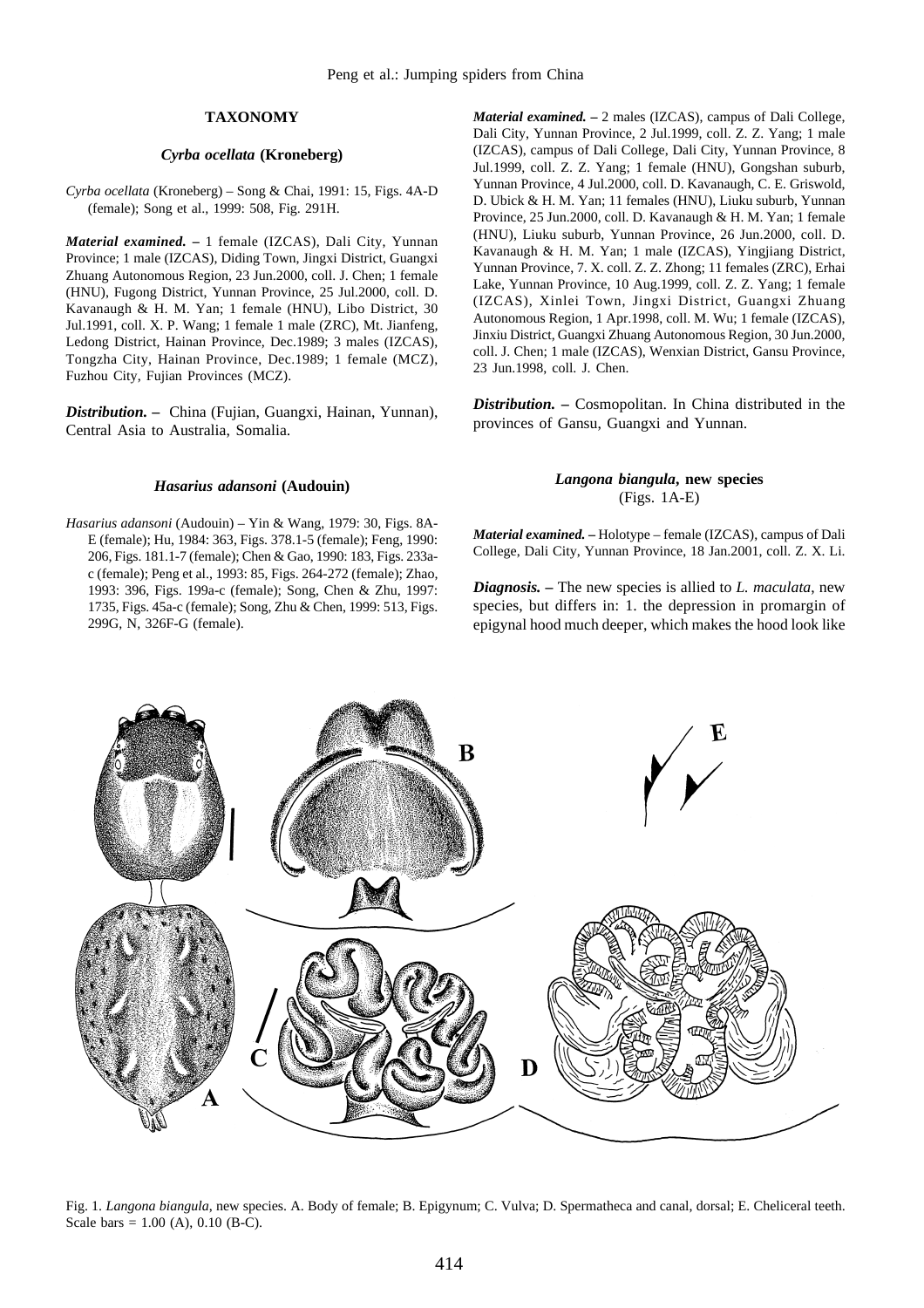## TAXONOMY

### *Cyrba ocellata* (Kroneberg)

*Cyrba ocellata* (Kroneberg) – Song & Chai, 1991: 15, Figs. 4A-D (female); Song et al., 1999: 508, Fig. 291H.

***Material examined*. –** 1 female (IZCAS), Dali City, Yunnan Province; 1 male (IZCAS), Diding Town, Jingxi District, Guangxi Zhuang Autonomous Region, 23 Jun.2000, coll. J. Chen; 1 female (HNU), Fugong District, Yunnan Province, 25 Jul.2000, coll. D. Kavanaugh & H. M. Yan; 1 female (HNU), Libo District, 30 Jul.1991, coll. X. P. Wang; 1 female 1 male (ZRC), Mt. Jianfeng, Ledong District, Hainan Province, Dec.1989; 3 males (IZCAS), Tongzha City, Hainan Province, Dec.1989; 1 female (MCZ), Fuzhou City, Fujian Provinces (MCZ).

***Distribution*. –** China (Fujian, Guangxi, Hainan, Yunnan), Central Asia to Australia, Somalia.

### *Hasarius adansoni* (Audouin)

*Hasarius adansoni* (Audouin) – Yin & Wang, 1979: 30, Figs. 8A-E (female); Hu, 1984: 363, Figs. 378.1-5 (female); Feng, 1990: 206, Figs. 181.1-7 (female); Chen & Gao, 1990: 183, Figs. 233a-c (female); Peng et al., 1993: 85, Figs. 264-272 (female); Zhao, 1993: 396, Figs. 199a-c (female); Song, Chen & Zhu, 1997: 1735, Figs. 45a-c (female); Song, Zhu & Chen, 1999: 513, Figs. 299G, N, 326F-G (female).

***Material examined*. –** 2 males (IZCAS), campus of Dali College, Dali City, Yunnan Province, 2 Jul.1999, coll. Z. Z. Yang; 1 male (IZCAS), campus of Dali College, Dali City, Yunnan Province, 8 Jul.1999, coll. Z. Z. Yang; 1 female (HNU), Gongshan suburb, Yunnan Province, 4 Jul.2000, coll. D. Kavanaugh, C. E. Griswold, D. Ubick & H. M. Yan; 11 females (HNU), Liuku suburb, Yunnan Province, 25 Jun.2000, coll. D. Kavanaugh & H. M. Yan; 1 female (HNU), Liuku suburb, Yunnan Province, 26 Jun.2000, coll. D. Kavanaugh & H. M. Yan; 1 male (IZCAS), Yingjiang District, Yunnan Province, 7. X. coll. Z. Z. Zhong; 11 females (ZRC), Erhai Lake, Yunnan Province, 10 Aug.1999, coll. Z. Z. Yang; 1 female (IZCAS), Xinlei Town, Jingxi District, Guangxi Zhuang Autonomous Region, 1 Apr.1998, coll. M. Wu; 1 female (IZCAS), Jinxiu District, Guangxi Zhuang Autonomous Region, 30 Jun.2000, coll. J. Chen; 1 male (IZCAS), Wenxian District, Gansu Province, 23 Jun.1998, coll. J. Chen.

***Distribution*. –** Cosmopolitan. In China distributed in the provinces of Gansu, Guangxi and Yunnan.

### *Langona biangula*, new species
(Figs. 1A-E)

***Material examined*. –** Holotype – female (IZCAS), campus of Dali College, Dali City, Yunnan Province, 18 Jan.2001, coll. Z. X. Li.

***Diagnosis*. –** The new species is allied to *L. maculata*, new species, but differs in: 1. the depression in promargin of epigynal hood much deeper, which makes the hood look like

Fig. 1. *Langona biangula*, new species. A. Body of female; B. Epigynum; C. Vulva; D. Spermatheca and canal, dorsal; E. Cheliceral teeth. Scale bars = 1.00 (A), 0.10 (B-C).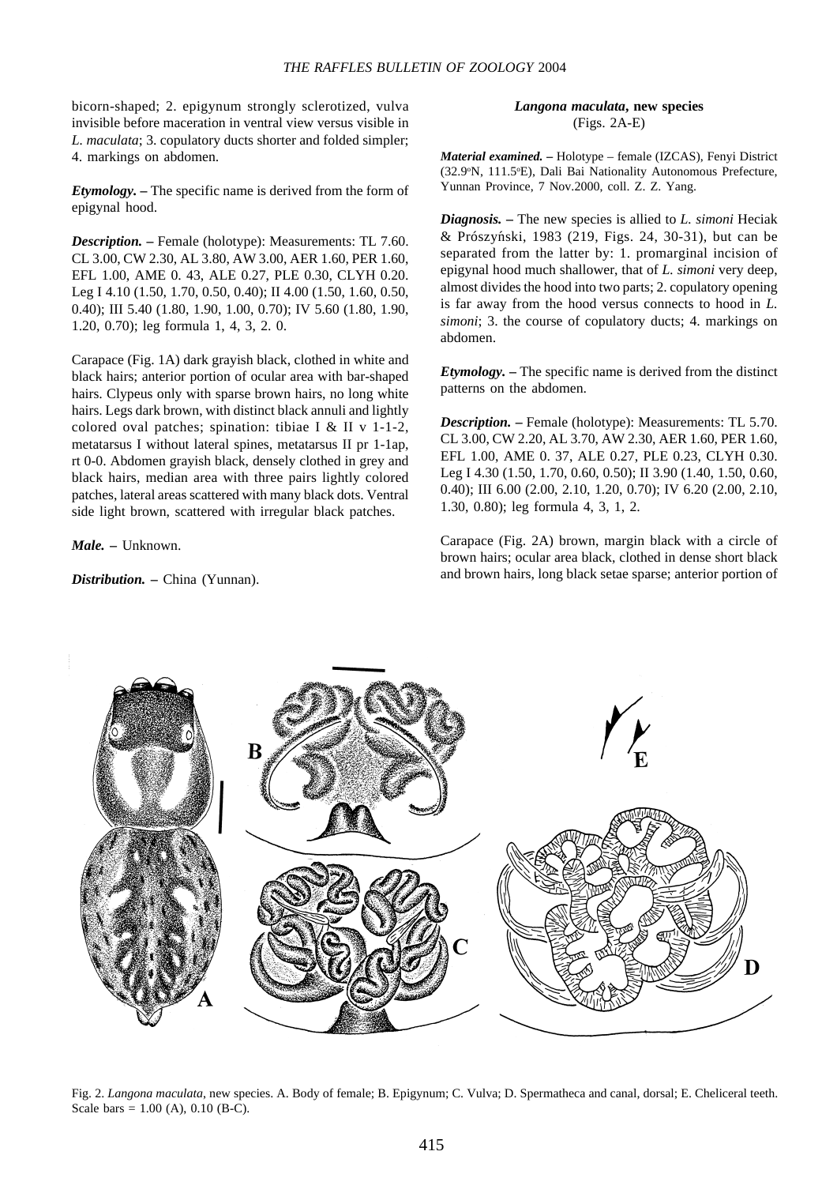bicorn-shaped; 2. epigynum strongly sclerotized, vulva invisible before maceration in ventral view versus visible in *L. maculata*; 3. copulatory ducts shorter and folded simpler; 4. markings on abdomen.

***Etymology.*** **–** The specific name is derived from the form of epigynal hood.

***Description.*** **–** Female (holotype): Measurements: TL 7.60. CL 3.00, CW 2.30, AL 3.80, AW 3.00, AER 1.60, PER 1.60, EFL 1.00, AME 0. 43, ALE 0.27, PLE 0.30, CLYH 0.20. Leg I 4.10 (1.50, 1.70, 0.50, 0.40); II 4.00 (1.50, 1.60, 0.50, 0.40); III 5.40 (1.80, 1.90, 1.00, 0.70); IV 5.60 (1.80, 1.90, 1.20, 0.70); leg formula 1, 4, 3, 2. 0.

Carapace (Fig. 1A) dark grayish black, clothed in white and black hairs; anterior portion of ocular area with bar-shaped hairs. Clypeus only with sparse brown hairs, no long white hairs. Legs dark brown, with distinct black annuli and lightly colored oval patches; spination: tibiae I & II v 1-1-2, metatarsus I without lateral spines, metatarsus II pr 1-1ap, rt 0-0. Abdomen grayish black, densely clothed in grey and black hairs, median area with three pairs lightly colored patches, lateral areas scattered with many black dots. Ventral side light brown, scattered with irregular black patches.

***Male.*** **–** Unknown.

***Distribution.*** **–** China (Yunnan).

**_Langona maculata_, new species**
(Figs. 2A-E)

***Material examined.*** **–** Holotype – female (IZCAS), Fenyi District (32.9°N, 111.5°E), Dali Bai Nationality Autonomous Prefecture, Yunnan Province, 7 Nov.2000, coll. Z. Z. Yang.

***Diagnosis.*** **–** The new species is allied to *L. simoni* Heciak & Prószyński, 1983 (219, Figs. 24, 30-31), but can be separated from the latter by: 1. promarginal incision of epigynal hood much shallower, that of *L. simoni* very deep, almost divides the hood into two parts; 2. copulatory opening is far away from the hood versus connects to hood in *L. simoni*; 3. the course of copulatory ducts; 4. markings on abdomen.

***Etymology.*** **–** The specific name is derived from the distinct patterns on the abdomen.

***Description.*** **–** Female (holotype): Measurements: TL 5.70. CL 3.00, CW 2.20, AL 3.70, AW 2.30, AER 1.60, PER 1.60, EFL 1.00, AME 0. 37, ALE 0.27, PLE 0.23, CLYH 0.30. Leg I 4.30 (1.50, 1.70, 0.60, 0.50); II 3.90 (1.40, 1.50, 0.60, 0.40); III 6.00 (2.00, 2.10, 1.20, 0.70); IV 6.20 (2.00, 2.10, 1.30, 0.80); leg formula 4, 3, 1, 2.

Carapace (Fig. 2A) brown, margin black with a circle of brown hairs; ocular area black, clothed in dense short black and brown hairs, long black setae sparse; anterior portion of

Fig. 2. *Langona maculata*, new species. A. Body of female; B. Epigynum; C. Vulva; D. Spermatheca and canal, dorsal; E. Cheliceral teeth. Scale bars = 1.00 (A), 0.10 (B-C).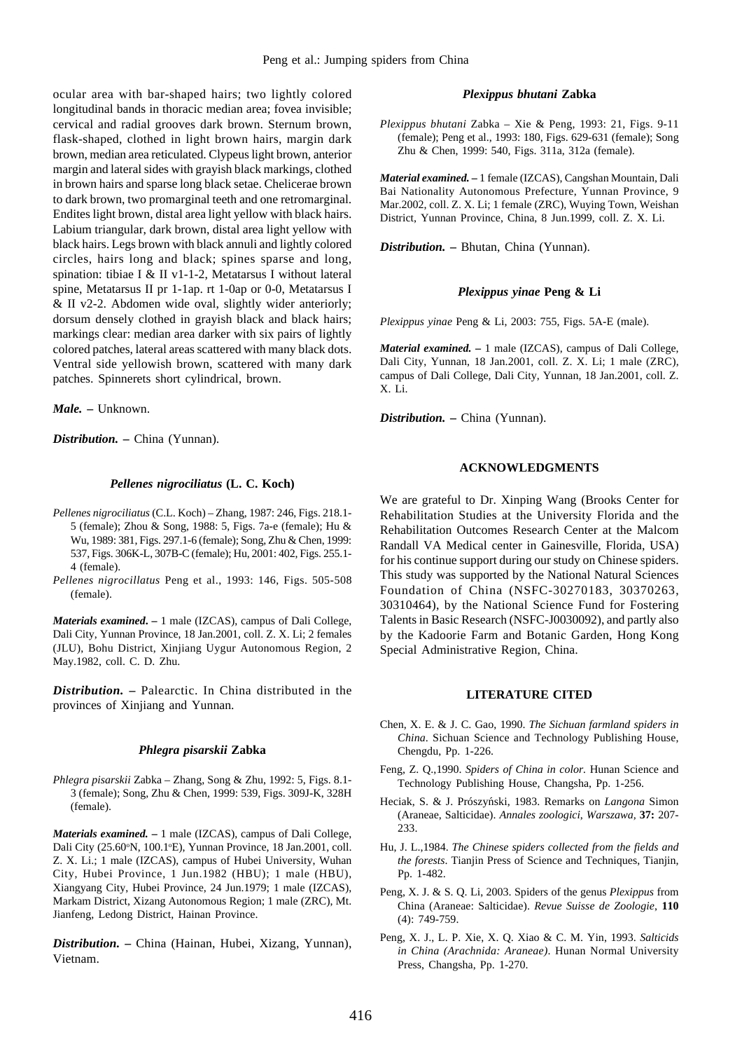ocular area with bar-shaped hairs; two lightly colored longitudinal bands in thoracic median area; fovea invisible; cervical and radial grooves dark brown. Sternum brown, flask-shaped, clothed in light brown hairs, margin dark brown, median area reticulated. Clypeus light brown, anterior margin and lateral sides with grayish black markings, clothed in brown hairs and sparse long black setae. Chelicerae brown to dark brown, two promarginal teeth and one retromarginal. Endites light brown, distal area light yellow with black hairs. Labium triangular, dark brown, distal area light yellow with black hairs. Legs brown with black annuli and lightly colored circles, hairs long and black; spines sparse and long, spination: tibiae I & II v1-1-2, Metatarsus I without lateral spine, Metatarsus II pr 1-1ap. rt 1-0ap or 0-0, Metatarsus I & II v2-2. Abdomen wide oval, slightly wider anteriorly; dorsum densely clothed in grayish black and black hairs; markings clear: median area darker with six pairs of lightly colored patches, lateral areas scattered with many black dots. Ventral side yellowish brown, scattered with many dark patches. Spinnerets short cylindrical, brown.

***Male.*** **–** Unknown.

***Distribution.*** **–** China (Yunnan).

### *Pellenes nigrociliatus* (L. C. Koch)

*Pellenes nigrociliatus* (C.L. Koch) – Zhang, 1987: 246, Figs. 218.1-5 (female); Zhou & Song, 1988: 5, Figs. 7a-e (female); Hu & Wu, 1989: 381, Figs. 297.1-6 (female); Song, Zhu & Chen, 1999: 537, Figs. 306K-L, 307B-C (female); Hu, 2001: 402, Figs. 255.1-4 (female).

*Pellenes nigrocillatus* Peng et al., 1993: 146, Figs. 505-508 (female).

***Materials examined*****. –** 1 male (IZCAS), campus of Dali College, Dali City, Yunnan Province, 18 Jan.2001, coll. Z. X. Li; 2 females (JLU), Bohu District, Xinjiang Uygur Autonomous Region, 2 May.1982, coll. C. D. Zhu.

***Distribution.*** **–** Palearctic. In China distributed in the provinces of Xinjiang and Yunnan.

### *Phlegra pisarskii* Zabka

*Phlegra pisarskii* Zabka – Zhang, Song & Zhu, 1992: 5, Figs. 8.1-3 (female); Song, Zhu & Chen, 1999: 539, Figs. 309J-K, 328H (female).

***Materials examined.*** **–** 1 male (IZCAS), campus of Dali College, Dali City (25.60°N, 100.1°E), Yunnan Province, 18 Jan.2001, coll. Z. X. Li.; 1 male (IZCAS), campus of Hubei University, Wuhan City, Hubei Province, 1 Jun.1982 (HBU); 1 male (HBU), Xiangyang City, Hubei Province, 24 Jun.1979; 1 male (IZCAS), Markam District, Xizang Autonomous Region; 1 male (ZRC), Mt. Jianfeng, Ledong District, Hainan Province.

***Distribution.*** **–** China (Hainan, Hubei, Xizang, Yunnan), Vietnam.

### *Plexippus bhutani* Zabka

*Plexippus bhutani* Zabka – Xie & Peng, 1993: 21, Figs. 9-11 (female); Peng et al., 1993: 180, Figs. 629-631 (female); Song Zhu & Chen, 1999: 540, Figs. 311a, 312a (female).

***Material examined.*** **–** 1 female (IZCAS), Cangshan Mountain, Dali Bai Nationality Autonomous Prefecture, Yunnan Province, 9 Mar.2002, coll. Z. X. Li; 1 female (ZRC), Wuying Town, Weishan District, Yunnan Province, China, 8 Jun.1999, coll. Z. X. Li.

***Distribution.*** **–** Bhutan, China (Yunnan).

### *Plexippus yinae* Peng & Li

*Plexippus yinae* Peng & Li, 2003: 755, Figs. 5A-E (male).

***Material examined.*** **–** 1 male (IZCAS), campus of Dali College, Dali City, Yunnan, 18 Jan.2001, coll. Z. X. Li; 1 male (ZRC), campus of Dali College, Dali City, Yunnan, 18 Jan.2001, coll. Z. X. Li.

***Distribution.*** **–** China (Yunnan).

## ACKNOWLEDGMENTS

We are grateful to Dr. Xinping Wang (Brooks Center for Rehabilitation Studies at the University Florida and the Rehabilitation Outcomes Research Center at the Malcom Randall VA Medical center in Gainesville, Florida, USA) for his continue support during our study on Chinese spiders. This study was supported by the National Natural Sciences Foundation of China (NSFC-30270183, 30370263, 30310464), by the National Science Fund for Fostering Talents in Basic Research (NSFC-J0030092), and partly also by the Kadoorie Farm and Botanic Garden, Hong Kong Special Administrative Region, China.

## LITERATURE CITED

Chen, X. E. & J. C. Gao, 1990. *The Sichuan farmland spiders in China*. Sichuan Science and Technology Publishing House, Chengdu, Pp. 1-226.

Feng, Z. Q.,1990. *Spiders of China in color*. Hunan Science and Technology Publishing House, Changsha, Pp. 1-256.

Heciak, S. & J. Prószyński, 1983. Remarks on *Langona* Simon (Araneae, Salticidae). *Annales zoologici, Warszawa,* **37:** 207-233.

Hu, J. L.,1984. *The Chinese spiders collected from the fields and the forests*. Tianjin Press of Science and Techniques, Tianjin, Pp. 1-482.

Peng, X. J. & S. Q. Li, 2003. Spiders of the genus *Plexippus* from China (Araneae: Salticidae). *Revue Suisse de Zoologie*, **110** (4): 749-759.

Peng, X. J., L. P. Xie, X. Q. Xiao & C. M. Yin, 1993. *Salticids in China (Arachnida: Araneae)*. Hunan Normal University Press, Changsha, Pp. 1-270.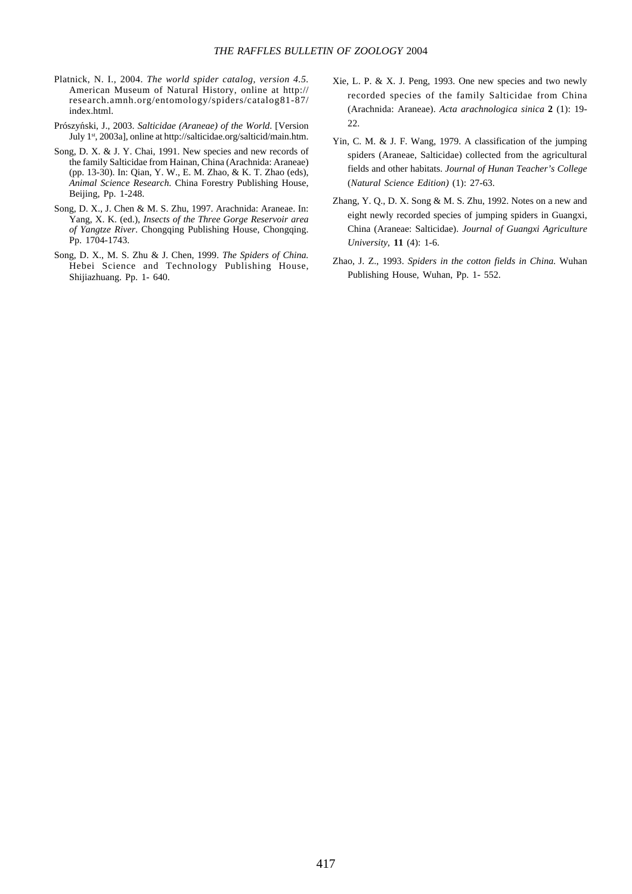Platnick, N. I., 2004. *The world spider catalog, version 4.5*. American Museum of Natural History, online at http://research.amnh.org/entomology/spiders/catalog81-87/index.html.

Prószyński, J., 2003. *Salticidae (Araneae) of the World.* [Version July 1st, 2003a], online at http://salticidae.org/salticid/main.htm.

Song, D. X. & J. Y. Chai, 1991. New species and new records of the family Salticidae from Hainan, China (Arachnida: Araneae) (pp. 13-30). In: Qian, Y. W., E. M. Zhao, & K. T. Zhao (eds), *Animal Science Research.* China Forestry Publishing House, Beijing, Pp. 1-248.

Song, D. X., J. Chen & M. S. Zhu, 1997. Arachnida: Araneae. In: Yang, X. K. (ed.), *Insects of the Three Gorge Reservoir area of Yangtze River*. Chongqing Publishing House, Chongqing. Pp. 1704-1743.

Song, D. X., M. S. Zhu & J. Chen, 1999. *The Spiders of China.* Hebei Science and Technology Publishing House, Shijiazhuang. Pp. 1- 640.

Xie, L. P. & X. J. Peng, 1993. One new species and two newly recorded species of the family Salticidae from China (Arachnida: Araneae). *Acta arachnologica sinica* **2** (1): 19-22.

Yin, C. M. & J. F. Wang, 1979. A classification of the jumping spiders (Araneae, Salticidae) collected from the agricultural fields and other habitats. *Journal of Hunan Teacher's College* (*Natural Science Edition)* (1): 27-63.

Zhang, Y. Q., D. X. Song & M. S. Zhu, 1992. Notes on a new and eight newly recorded species of jumping spiders in Guangxi, China (Araneae: Salticidae). *Journal of Guangxi Agriculture University,* **11** (4): 1-6.

Zhao, J. Z., 1993. *Spiders in the cotton fields in China.* Wuhan Publishing House, Wuhan, Pp. 1- 552.